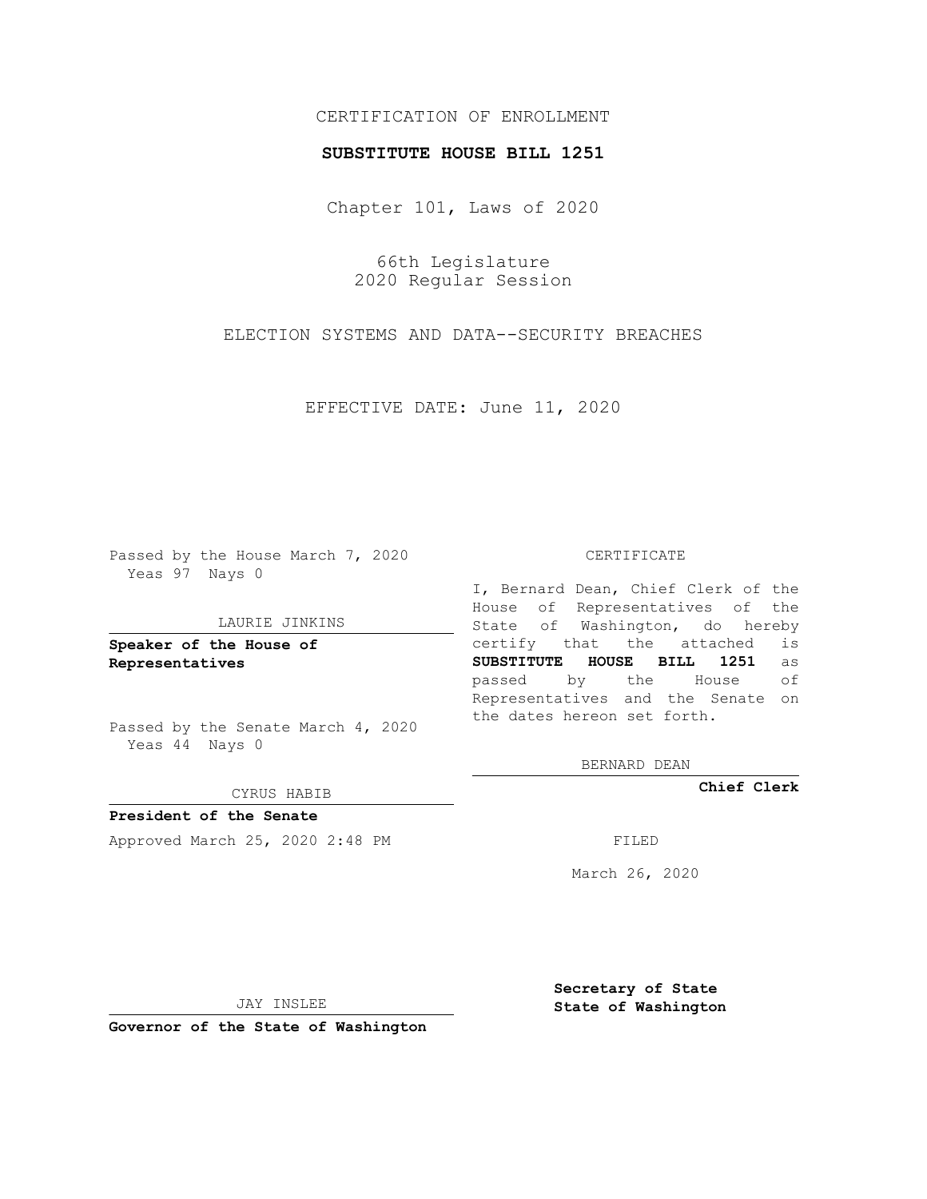CERTIFICATION OF ENROLLMENT

**SUBSTITUTE HOUSE BILL 1251**

Chapter 101, Laws of 2020

66th Legislature
2020 Regular Session

ELECTION SYSTEMS AND DATA--SECURITY BREACHES

EFFECTIVE DATE: June 11, 2020

Passed by the House March 7, 2020
Yeas 97 Nays 0

LAURIE JINKINS

**Speaker of the House of Representatives**

Passed by the Senate March 4, 2020
Yeas 44 Nays 0

CYRUS HABIB

**President of the Senate**

Approved March 25, 2020 2:48 PM

JAY INSLEE

**Governor of the State of Washington**

CERTIFICATE

I, Bernard Dean, Chief Clerk of the House of Representatives of the State of Washington, do hereby certify that the attached is **SUBSTITUTE HOUSE BILL 1251** as passed by the House of Representatives and the Senate on the dates hereon set forth.

BERNARD DEAN

**Chief Clerk**

FILED

March 26, 2020

**Secretary of State State of Washington**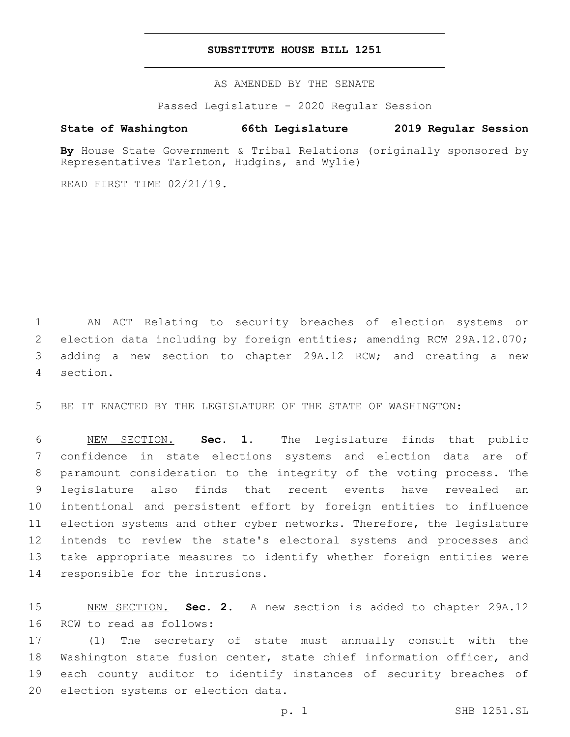# SUBSTITUTE HOUSE BILL 1251

AS AMENDED BY THE SENATE

Passed Legislature - 2020 Regular Session

**State of Washington 66th Legislature 2019 Regular Session**

**By** House State Government & Tribal Relations (originally sponsored by Representatives Tarleton, Hudgins, and Wylie)

READ FIRST TIME 02/21/19.

AN ACT Relating to security breaches of election systems or election data including by foreign entities; amending RCW 29A.12.070; adding a new section to chapter 29A.12 RCW; and creating a new section.

BE IT ENACTED BY THE LEGISLATURE OF THE STATE OF WASHINGTON:

NEW SECTION. **Sec. 1.** The legislature finds that public confidence in state elections systems and election data are of paramount consideration to the integrity of the voting process. The legislature also finds that recent events have revealed an intentional and persistent effort by foreign entities to influence election systems and other cyber networks. Therefore, the legislature intends to review the state's electoral systems and processes and take appropriate measures to identify whether foreign entities were responsible for the intrusions.

NEW SECTION. **Sec. 2.** A new section is added to chapter 29A.12 RCW to read as follows:

(1) The secretary of state must annually consult with the Washington state fusion center, state chief information officer, and each county auditor to identify instances of security breaches of election systems or election data.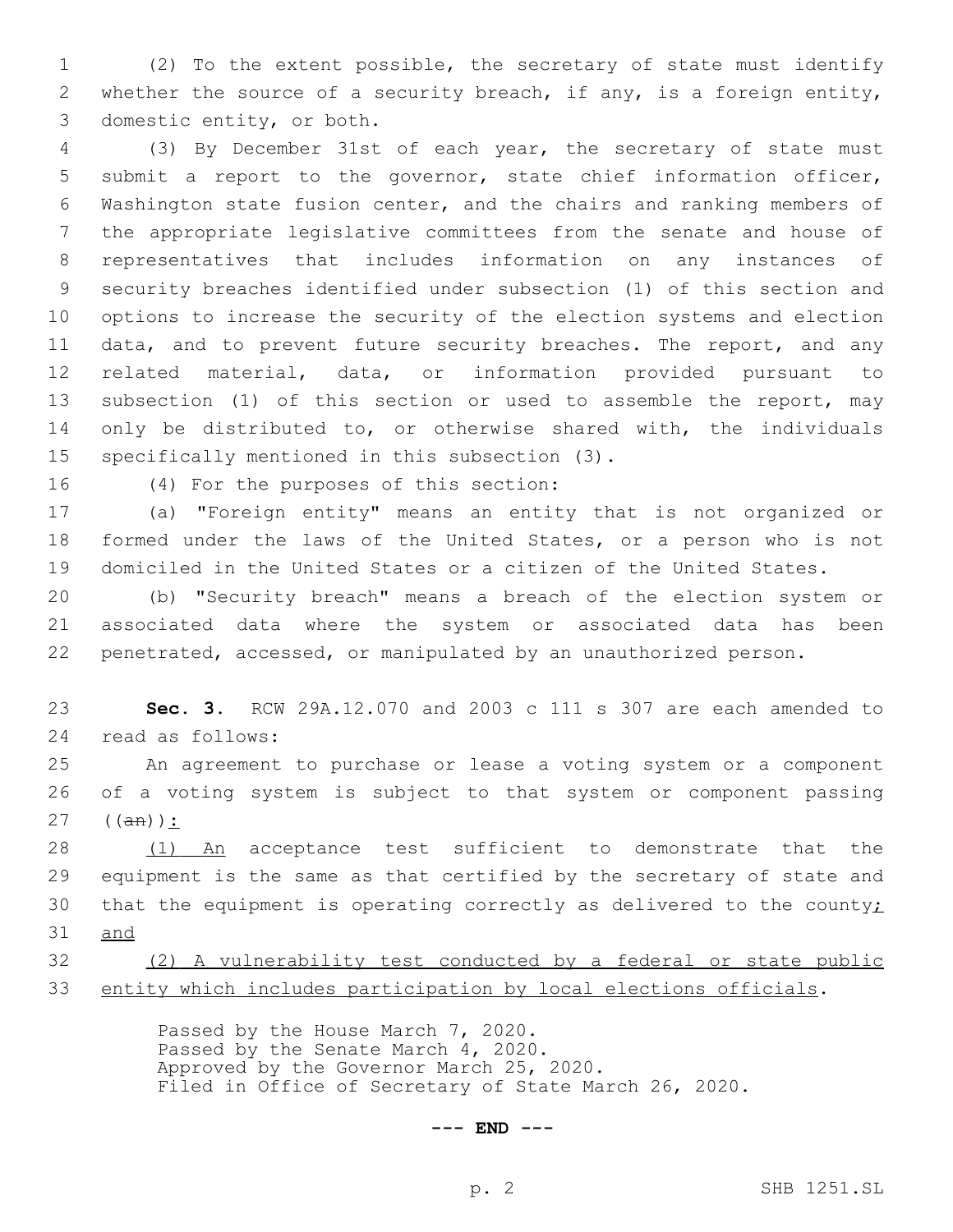(2) To the extent possible, the secretary of state must identify whether the source of a security breach, if any, is a foreign entity, domestic entity, or both.

(3) By December 31st of each year, the secretary of state must submit a report to the governor, state chief information officer, Washington state fusion center, and the chairs and ranking members of the appropriate legislative committees from the senate and house of representatives that includes information on any instances of security breaches identified under subsection (1) of this section and options to increase the security of the election systems and election data, and to prevent future security breaches. The report, and any related material, data, or information provided pursuant to subsection (1) of this section or used to assemble the report, may only be distributed to, or otherwise shared with, the individuals specifically mentioned in this subsection (3).

(4) For the purposes of this section:

(a) "Foreign entity" means an entity that is not organized or formed under the laws of the United States, or a person who is not domiciled in the United States or a citizen of the United States.

(b) "Security breach" means a breach of the election system or associated data where the system or associated data has been penetrated, accessed, or manipulated by an unauthorized person.

**Sec. 3.** RCW 29A.12.070 and 2003 c 111 s 307 are each amended to read as follows:

An agreement to purchase or lease a voting system or a component of a voting system is subject to that system or component passing ((~~an~~))<u>:</u>

<u>(1) An</u> acceptance test sufficient to demonstrate that the equipment is the same as that certified by the secretary of state and that the equipment is operating correctly as delivered to the county<u>; and</u>

<u>(2) A vulnerability test conducted by a federal or state public entity which includes participation by local elections officials</u>.

Passed by the House March 7, 2020.
Passed by the Senate March 4, 2020.
Approved by the Governor March 25, 2020.
Filed in Office of Secretary of State March 26, 2020.

--- END ---